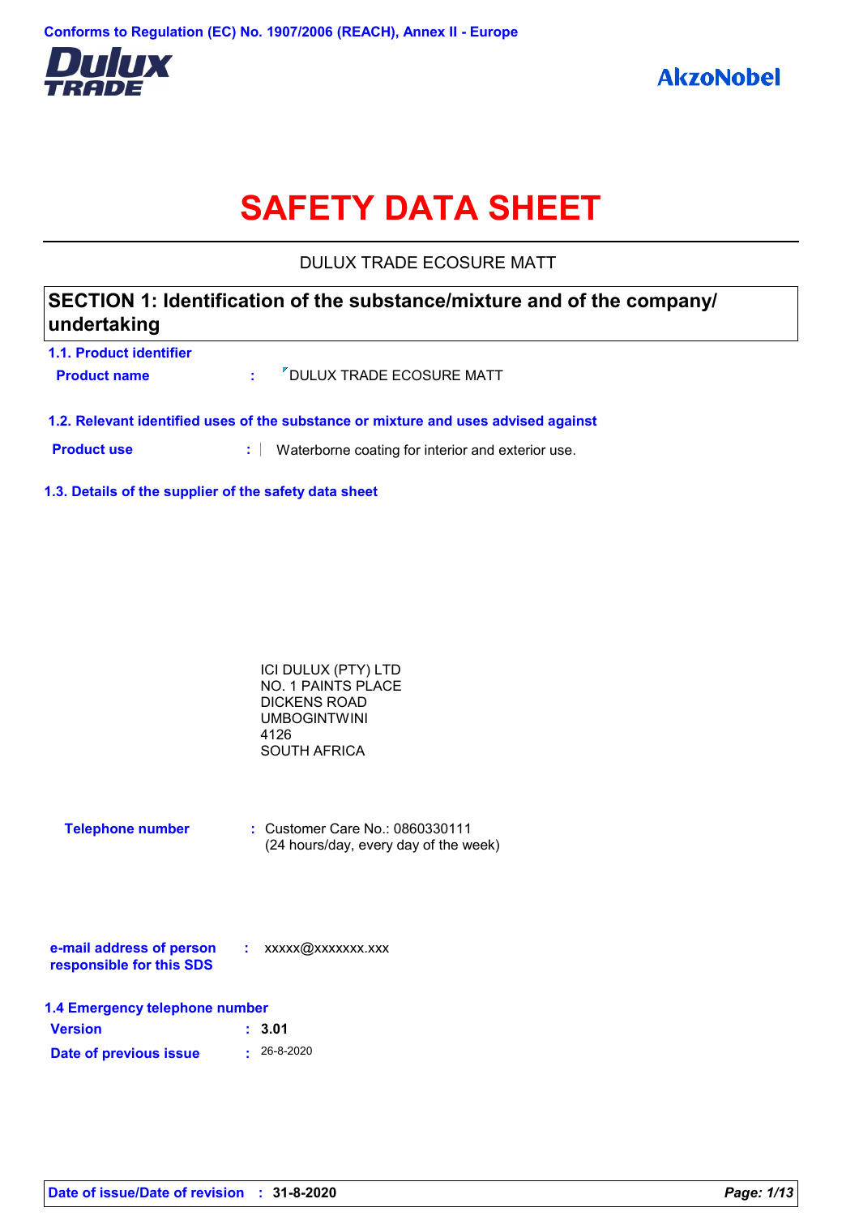Conforms to Regulation (EC) No. 1907/2006 (REACH), Annex II - Europe

Dulux TRADE

AkzoNobel

# SAFETY DATA SHEET

DULUX TRADE ECOSURE MATT

## SECTION 1: Identification of the substance/mixture and of the company/ undertaking

### 1.1. Product identifier

**Product name** : DULUX TRADE ECOSURE MATT

### 1.2. Relevant identified uses of the substance or mixture and uses advised against

**Product use** : Waterborne coating for interior and exterior use.

### 1.3. Details of the supplier of the safety data sheet

ICI DULUX (PTY) LTD
NO. 1 PAINTS PLACE
DICKENS ROAD
UMBOGINTWINI
4126
SOUTH AFRICA

**Telephone number** : Customer Care No.: 0860330111
(24 hours/day, every day of the week)

**e-mail address of person responsible for this SDS** : xxxxx@xxxxxxx.xxx

### 1.4 Emergency telephone number

**Version** : **3.01**

**Date of previous issue** : 26-8-2020

**Date of issue/Date of revision** : **31-8-2020**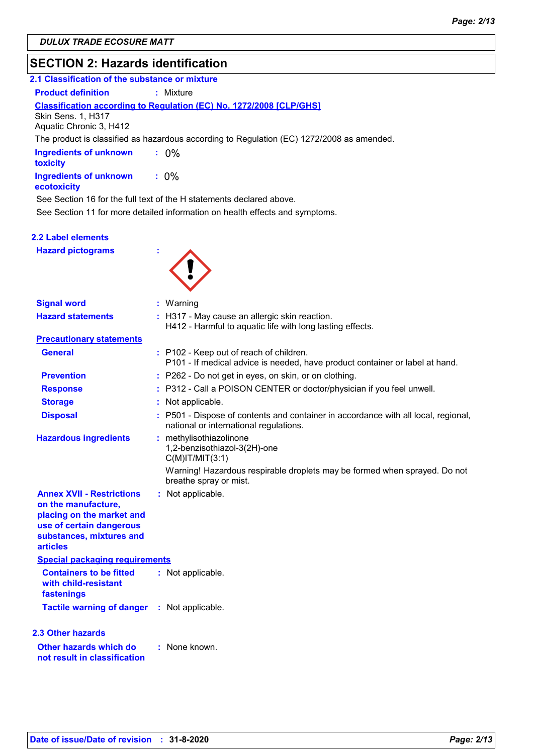DULUX TRADE ECOSURE MATT

# SECTION 2: Hazards identification

## 2.1 Classification of the substance or mixture

**Product definition** : Mixture

**Classification according to Regulation (EC) No. 1272/2008 [CLP/GHS]**

Skin Sens. 1, H317
Aquatic Chronic 3, H412

The product is classified as hazardous according to Regulation (EC) 1272/2008 as amended.

**Ingredients of unknown toxicity** : 0%

**Ingredients of unknown ecotoxicity** : 0%

See Section 16 for the full text of the H statements declared above.

See Section 11 for more detailed information on health effects and symptoms.

## 2.2 Label elements

**Hazard pictograms** :

**Signal word** : Warning

**Hazard statements** : H317 - May cause an allergic skin reaction.
H412 - Harmful to aquatic life with long lasting effects.

**Precautionary statements**

**General** : P102 - Keep out of reach of children.
P101 - If medical advice is needed, have product container or label at hand.

**Prevention** : P262 - Do not get in eyes, on skin, or on clothing.

**Response** : P312 - Call a POISON CENTER or doctor/physician if you feel unwell.

**Storage** : Not applicable.

**Disposal** : P501 - Dispose of contents and container in accordance with all local, regional, national or international regulations.

**Hazardous ingredients** : methylisothiazolinone
1,2-benzisothiazol-3(2H)-one
C(M)IT/MIT(3:1)

Warning! Hazardous respirable droplets may be formed when sprayed. Do not breathe spray or mist.

**Annex XVII - Restrictions on the manufacture, placing on the market and use of certain dangerous substances, mixtures and articles** : Not applicable.

**Special packaging requirements**

**Containers to be fitted with child-resistant fastenings** : Not applicable.

**Tactile warning of danger** : Not applicable.

## 2.3 Other hazards

**Other hazards which do not result in classification** : None known.

Date of issue/Date of revision : 31-8-2020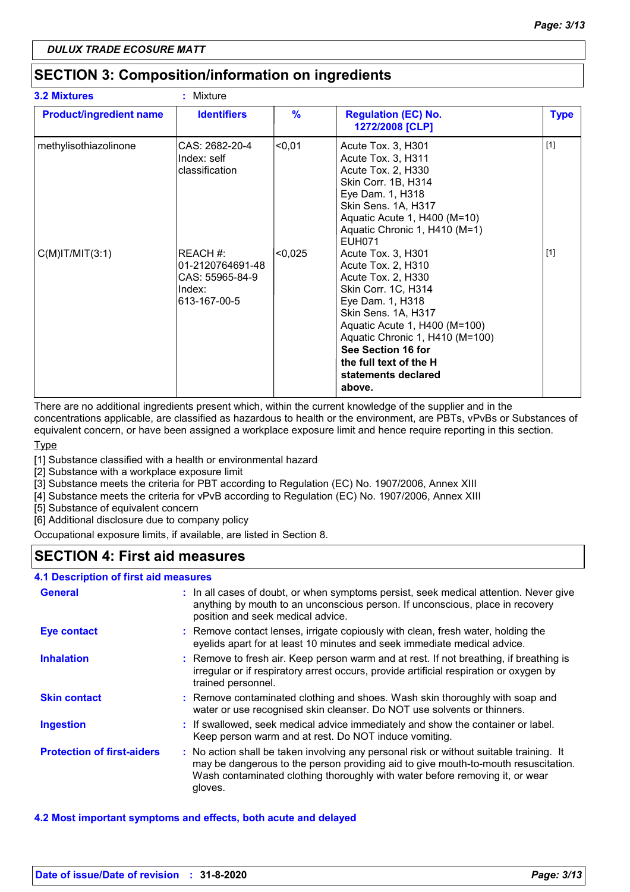DULUX TRADE ECOSURE MATT

## SECTION 3: Composition/information on ingredients

**3.2 Mixtures** : Mixture

| Product/ingredient name | Identifiers | % | Regulation (EC) No. 1272/2008 [CLP] | Type |
|---|---|---|---|---|
| methylisothiazolinone | CAS: 2682-20-4<br>Index: self classification | <0,01 | Acute Tox. 3, H301<br>Acute Tox. 3, H311<br>Acute Tox. 2, H330<br>Skin Corr. 1B, H314<br>Eye Dam. 1, H318<br>Skin Sens. 1A, H317<br>Aquatic Acute 1, H400 (M=10)<br>Aquatic Chronic 1, H410 (M=1)<br>EUH071 | [1] |
| C(M)IT/MIT(3:1) | REACH #: 01-2120764691-48<br>CAS: 55965-84-9<br>Index: 613-167-00-5 | <0,025 | Acute Tox. 3, H301<br>Acute Tox. 2, H310<br>Acute Tox. 2, H330<br>Skin Corr. 1C, H314<br>Eye Dam. 1, H318<br>Skin Sens. 1A, H317<br>Aquatic Acute 1, H400 (M=100)<br>Aquatic Chronic 1, H410 (M=100)<br>**See Section 16 for the full text of the H statements declared above.** | [1] |

There are no additional ingredients present which, within the current knowledge of the supplier and in the concentrations applicable, are classified as hazardous to health or the environment, are PBTs, vPvBs or Substances of equivalent concern, or have been assigned a workplace exposure limit and hence require reporting in this section.

Type

[1] Substance classified with a health or environmental hazard
[2] Substance with a workplace exposure limit
[3] Substance meets the criteria for PBT according to Regulation (EC) No. 1907/2006, Annex XIII
[4] Substance meets the criteria for vPvB according to Regulation (EC) No. 1907/2006, Annex XIII
[5] Substance of equivalent concern
[6] Additional disclosure due to company policy

Occupational exposure limits, if available, are listed in Section 8.

## SECTION 4: First aid measures

### 4.1 Description of first aid measures

**General** : In all cases of doubt, or when symptoms persist, seek medical attention. Never give anything by mouth to an unconscious person. If unconscious, place in recovery position and seek medical advice.

**Eye contact** : Remove contact lenses, irrigate copiously with clean, fresh water, holding the eyelids apart for at least 10 minutes and seek immediate medical advice.

**Inhalation** : Remove to fresh air. Keep person warm and at rest. If not breathing, if breathing is irregular or if respiratory arrest occurs, provide artificial respiration or oxygen by trained personnel.

**Skin contact** : Remove contaminated clothing and shoes. Wash skin thoroughly with soap and water or use recognised skin cleanser. Do NOT use solvents or thinners.

**Ingestion** : If swallowed, seek medical advice immediately and show the container or label. Keep person warm and at rest. Do NOT induce vomiting.

**Protection of first-aiders** : No action shall be taken involving any personal risk or without suitable training. It may be dangerous to the person providing aid to give mouth-to-mouth resuscitation. Wash contaminated clothing thoroughly with water before removing it, or wear gloves.

### 4.2 Most important symptoms and effects, both acute and delayed

Date of issue/Date of revision : 31-8-2020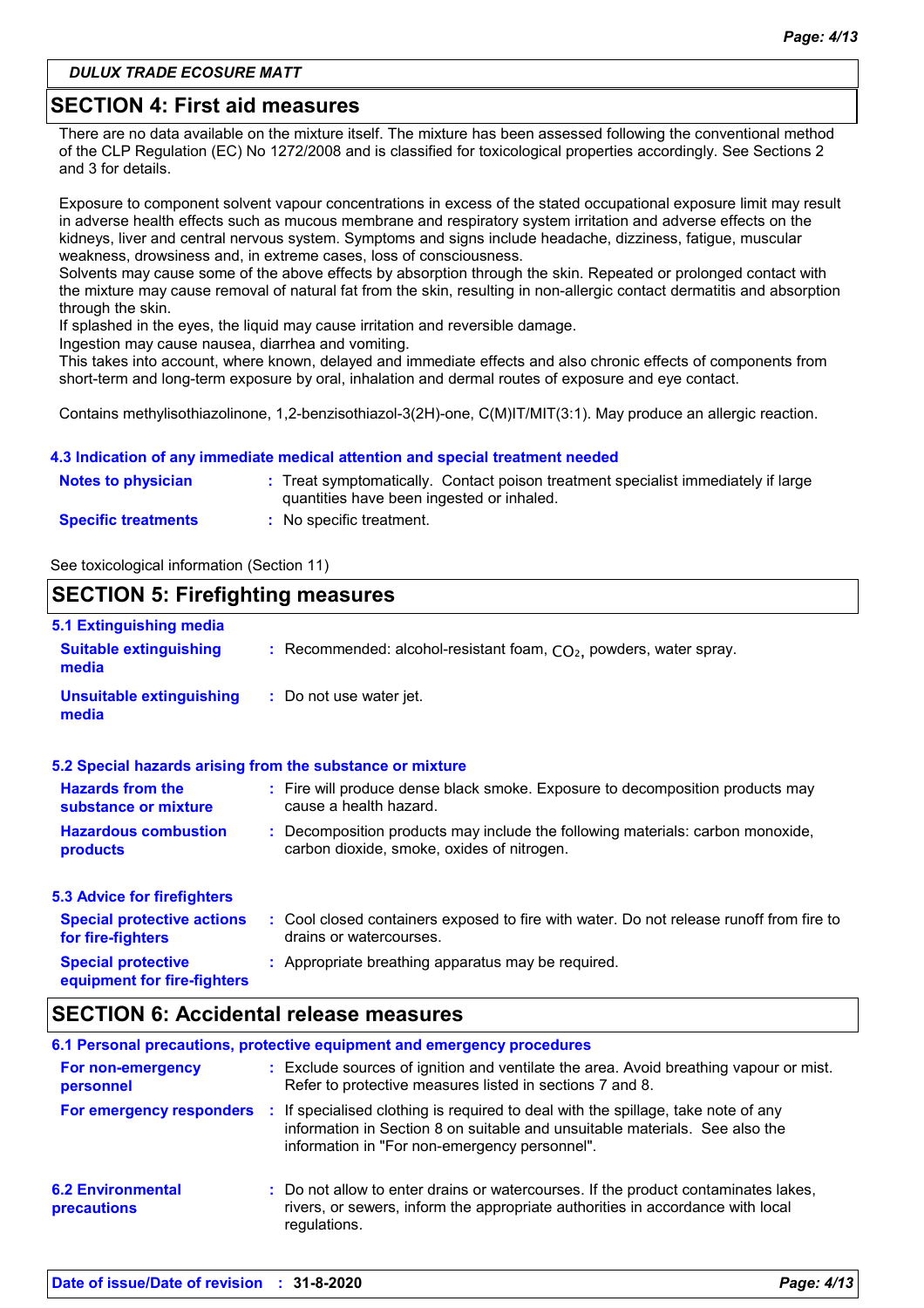**DULUX TRADE ECOSURE MATT**

## SECTION 4: First aid measures

There are no data available on the mixture itself. The mixture has been assessed following the conventional method of the CLP Regulation (EC) No 1272/2008 and is classified for toxicological properties accordingly. See Sections 2 and 3 for details.

Exposure to component solvent vapour concentrations in excess of the stated occupational exposure limit may result in adverse health effects such as mucous membrane and respiratory system irritation and adverse effects on the kidneys, liver and central nervous system. Symptoms and signs include headache, dizziness, fatigue, muscular weakness, drowsiness and, in extreme cases, loss of consciousness.
Solvents may cause some of the above effects by absorption through the skin. Repeated or prolonged contact with the mixture may cause removal of natural fat from the skin, resulting in non-allergic contact dermatitis and absorption through the skin.
If splashed in the eyes, the liquid may cause irritation and reversible damage.
Ingestion may cause nausea, diarrhea and vomiting.
This takes into account, where known, delayed and immediate effects and also chronic effects of components from short-term and long-term exposure by oral, inhalation and dermal routes of exposure and eye contact.

Contains methylisothiazolinone, 1,2-benzisothiazol-3(2H)-one, C(M)IT/MIT(3:1). May produce an allergic reaction.

### 4.3 Indication of any immediate medical attention and special treatment needed

**Notes to physician** : Treat symptomatically. Contact poison treatment specialist immediately if large quantities have been ingested or inhaled.

**Specific treatments** : No specific treatment.

See toxicological information (Section 11)

## SECTION 5: Firefighting measures

### 5.1 Extinguishing media

**Suitable extinguishing media** : Recommended: alcohol-resistant foam, $CO_2$, powders, water spray.

**Unsuitable extinguishing media** : Do not use water jet.

### 5.2 Special hazards arising from the substance or mixture

**Hazards from the substance or mixture** : Fire will produce dense black smoke. Exposure to decomposition products may cause a health hazard.

**Hazardous combustion products** : Decomposition products may include the following materials: carbon monoxide, carbon dioxide, smoke, oxides of nitrogen.

### 5.3 Advice for firefighters

**Special protective actions for fire-fighters** : Cool closed containers exposed to fire with water. Do not release runoff from fire to drains or watercourses.

**Special protective equipment for fire-fighters** : Appropriate breathing apparatus may be required.

## SECTION 6: Accidental release measures

### 6.1 Personal precautions, protective equipment and emergency procedures

**For non-emergency personnel** : Exclude sources of ignition and ventilate the area. Avoid breathing vapour or mist. Refer to protective measures listed in sections 7 and 8.

**For emergency responders** : If specialised clothing is required to deal with the spillage, take note of any information in Section 8 on suitable and unsuitable materials. See also the information in "For non-emergency personnel".

### 6.2 Environmental precautions

: Do not allow to enter drains or watercourses. If the product contaminates lakes, rivers, or sewers, inform the appropriate authorities in accordance with local regulations.

**Date of issue/Date of revision** : 31-8-2020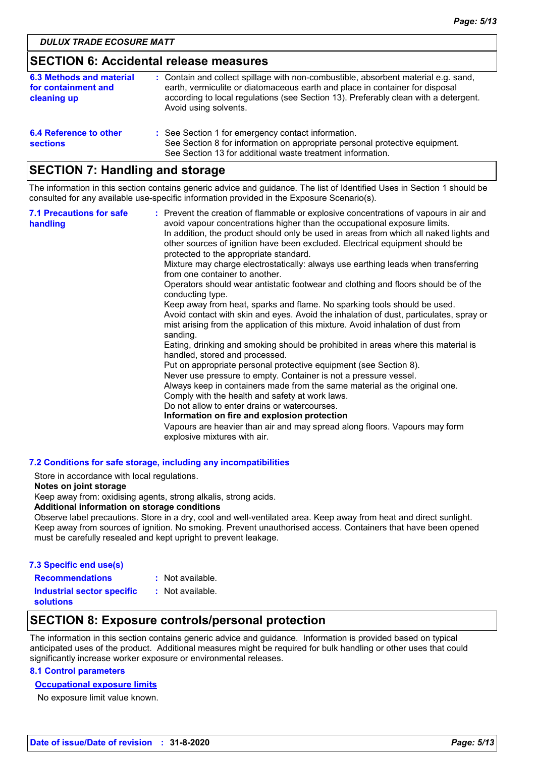## SECTION 6: Accidental release measures

**6.3 Methods and material for containment and cleaning up** : Contain and collect spillage with non-combustible, absorbent material e.g. sand, earth, vermiculite or diatomaceous earth and place in container for disposal according to local regulations (see Section 13). Preferably clean with a detergent. Avoid using solvents.

**6.4 Reference to other sections** : See Section 1 for emergency contact information.
See Section 8 for information on appropriate personal protective equipment.
See Section 13 for additional waste treatment information.

## SECTION 7: Handling and storage

The information in this section contains generic advice and guidance. The list of Identified Uses in Section 1 should be consulted for any available use-specific information provided in the Exposure Scenario(s).

**7.1 Precautions for safe handling** : Prevent the creation of flammable or explosive concentrations of vapours in air and avoid vapour concentrations higher than the occupational exposure limits.
In addition, the product should only be used in areas from which all naked lights and other sources of ignition have been excluded. Electrical equipment should be protected to the appropriate standard.
Mixture may charge electrostatically: always use earthing leads when transferring from one container to another.
Operators should wear antistatic footwear and clothing and floors should be of the conducting type.
Keep away from heat, sparks and flame. No sparking tools should be used.
Avoid contact with skin and eyes. Avoid the inhalation of dust, particulates, spray or mist arising from the application of this mixture. Avoid inhalation of dust from sanding.
Eating, drinking and smoking should be prohibited in areas where this material is handled, stored and processed.
Put on appropriate personal protective equipment (see Section 8).
Never use pressure to empty. Container is not a pressure vessel.
Always keep in containers made from the same material as the original one.
Comply with the health and safety at work laws.
Do not allow to enter drains or watercourses.
**Information on fire and explosion protection**
Vapours are heavier than air and may spread along floors. Vapours may form explosive mixtures with air.

**7.2 Conditions for safe storage, including any incompatibilities**

Store in accordance with local regulations.
**Notes on joint storage**
Keep away from: oxidising agents, strong alkalis, strong acids.
**Additional information on storage conditions**
Observe label precautions. Store in a dry, cool and well-ventilated area. Keep away from heat and direct sunlight. Keep away from sources of ignition. No smoking. Prevent unauthorised access. Containers that have been opened must be carefully resealed and kept upright to prevent leakage.

**7.3 Specific end use(s)**

**Recommendations** : Not available.

**Industrial sector specific solutions** : Not available.

## SECTION 8: Exposure controls/personal protection

The information in this section contains generic advice and guidance. Information is provided based on typical anticipated uses of the product. Additional measures might be required for bulk handling or other uses that could significantly increase worker exposure or environmental releases.

**8.1 Control parameters**

**Occupational exposure limits**

No exposure limit value known.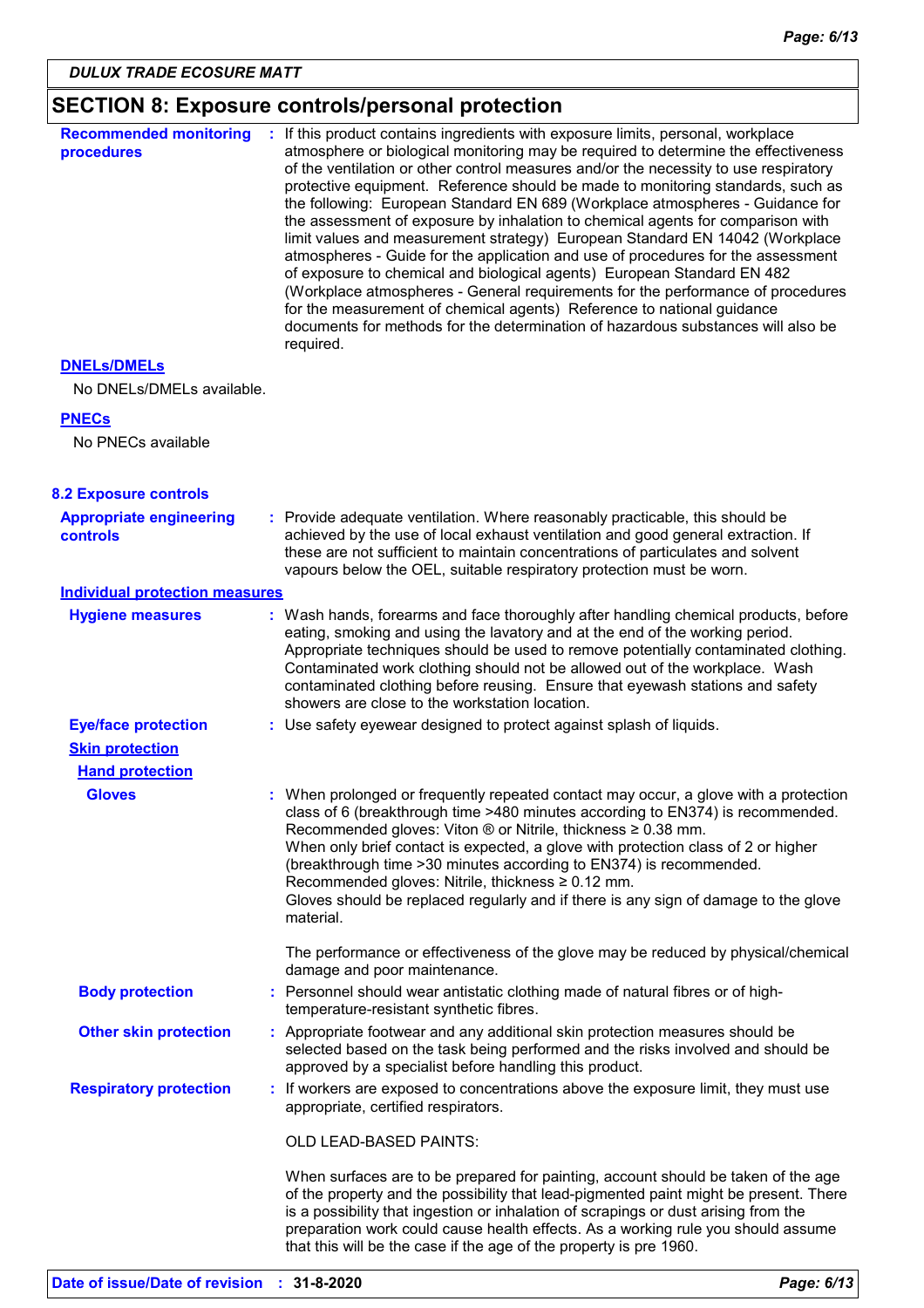**DULUX TRADE ECOSURE MATT**

## SECTION 8: Exposure controls/personal protection

**Recommended monitoring procedures** : If this product contains ingredients with exposure limits, personal, workplace atmosphere or biological monitoring may be required to determine the effectiveness of the ventilation or other control measures and/or the necessity to use respiratory protective equipment. Reference should be made to monitoring standards, such as the following: European Standard EN 689 (Workplace atmospheres - Guidance for the assessment of exposure by inhalation to chemical agents for comparison with limit values and measurement strategy) European Standard EN 14042 (Workplace atmospheres - Guide for the application and use of procedures for the assessment of exposure to chemical and biological agents) European Standard EN 482 (Workplace atmospheres - General requirements for the performance of procedures for the measurement of chemical agents) Reference to national guidance documents for methods for the determination of hazardous substances will also be required.

**DNELs/DMELs**

No DNELs/DMELs available.

**PNECs**

No PNECs available

### 8.2 Exposure controls

**Appropriate engineering controls** : Provide adequate ventilation. Where reasonably practicable, this should be achieved by the use of local exhaust ventilation and good general extraction. If these are not sufficient to maintain concentrations of particulates and solvent vapours below the OEL, suitable respiratory protection must be worn.

**Individual protection measures**

**Hygiene measures** : Wash hands, forearms and face thoroughly after handling chemical products, before eating, smoking and using the lavatory and at the end of the working period. Appropriate techniques should be used to remove potentially contaminated clothing. Contaminated work clothing should not be allowed out of the workplace. Wash contaminated clothing before reusing. Ensure that eyewash stations and safety showers are close to the workstation location.

**Eye/face protection** : Use safety eyewear designed to protect against splash of liquids.

**Skin protection**

**Hand protection**

**Gloves** : When prolonged or frequently repeated contact may occur, a glove with a protection class of 6 (breakthrough time >480 minutes according to EN374) is recommended. Recommended gloves: Viton ® or Nitrile, thickness ≥ 0.38 mm.
When only brief contact is expected, a glove with protection class of 2 or higher (breakthrough time >30 minutes according to EN374) is recommended. Recommended gloves: Nitrile, thickness ≥ 0.12 mm.
Gloves should be replaced regularly and if there is any sign of damage to the glove material.

The performance or effectiveness of the glove may be reduced by physical/chemical damage and poor maintenance.

**Body protection** : Personnel should wear antistatic clothing made of natural fibres or of high-temperature-resistant synthetic fibres.

**Other skin protection** : Appropriate footwear and any additional skin protection measures should be selected based on the task being performed and the risks involved and should be approved by a specialist before handling this product.

**Respiratory protection** : If workers are exposed to concentrations above the exposure limit, they must use appropriate, certified respirators.

OLD LEAD-BASED PAINTS:

When surfaces are to be prepared for painting, account should be taken of the age of the property and the possibility that lead-pigmented paint might be present. There is a possibility that ingestion or inhalation of scrapings or dust arising from the preparation work could cause health effects. As a working rule you should assume that this will be the case if the age of the property is pre 1960.

**Date of issue/Date of revision** : **31-8-2020**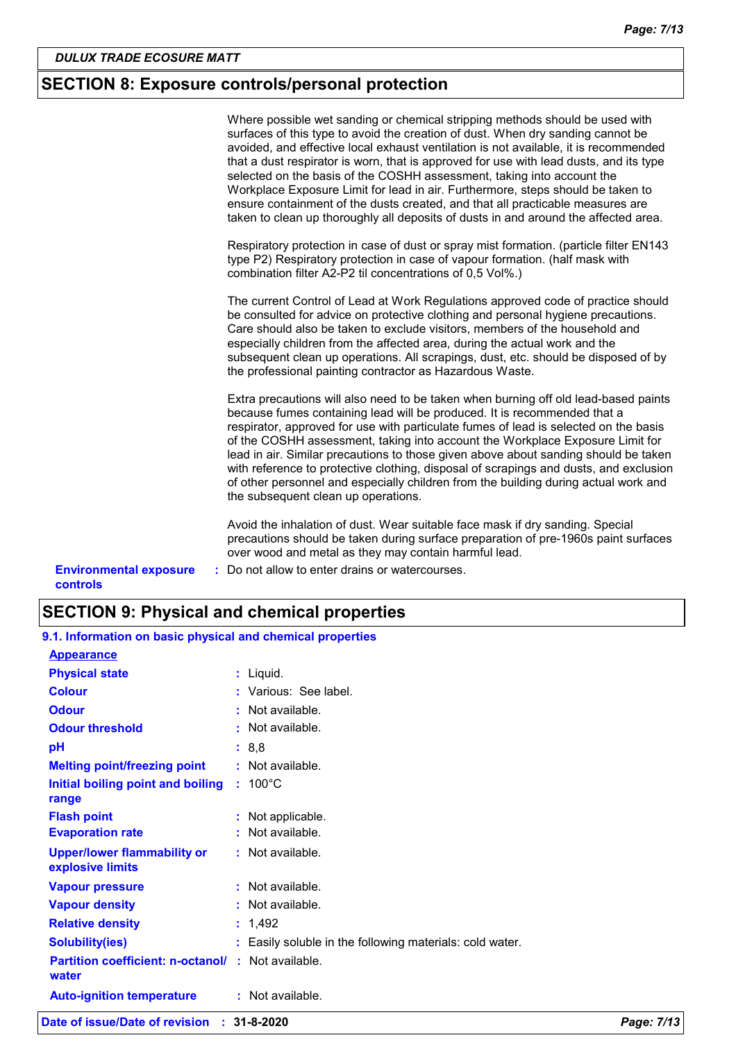## SECTION 8: Exposure controls/personal protection

Where possible wet sanding or chemical stripping methods should be used with surfaces of this type to avoid the creation of dust. When dry sanding cannot be avoided, and effective local exhaust ventilation is not available, it is recommended that a dust respirator is worn, that is approved for use with lead dusts, and its type selected on the basis of the COSHH assessment, taking into account the Workplace Exposure Limit for lead in air. Furthermore, steps should be taken to ensure containment of the dusts created, and that all practicable measures are taken to clean up thoroughly all deposits of dusts in and around the affected area.

Respiratory protection in case of dust or spray mist formation. (particle filter EN143 type P2) Respiratory protection in case of vapour formation. (half mask with combination filter A2-P2 til concentrations of 0,5 Vol%.)

The current Control of Lead at Work Regulations approved code of practice should be consulted for advice on protective clothing and personal hygiene precautions. Care should also be taken to exclude visitors, members of the household and especially children from the affected area, during the actual work and the subsequent clean up operations. All scrapings, dust, etc. should be disposed of by the professional painting contractor as Hazardous Waste.

Extra precautions will also need to be taken when burning off old lead-based paints because fumes containing lead will be produced. It is recommended that a respirator, approved for use with particulate fumes of lead is selected on the basis of the COSHH assessment, taking into account the Workplace Exposure Limit for lead in air. Similar precautions to those given above about sanding should be taken with reference to protective clothing, disposal of scrapings and dusts, and exclusion of other personnel and especially children from the building during actual work and the subsequent clean up operations.

Avoid the inhalation of dust. Wear suitable face mask if dry sanding. Special precautions should be taken during surface preparation of pre-1960s paint surfaces over wood and metal as they may contain harmful lead.

**Environmental exposure controls** : Do not allow to enter drains or watercourses.

## SECTION 9: Physical and chemical properties

### 9.1. Information on basic physical and chemical properties

**Appearance**

| Property | Value |
|---|---|
| Physical state | Liquid. |
| Colour | Various: See label. |
| Odour | Not available. |
| Odour threshold | Not available. |
| pH | 8,8 |
| Melting point/freezing point | Not available. |
| Initial boiling point and boiling range | 100°C |
| Flash point | Not applicable. |
| Evaporation rate | Not available. |
| Upper/lower flammability or explosive limits | Not available. |
| Vapour pressure | Not available. |
| Vapour density | Not available. |
| Relative density | 1,492 |
| Solubility(ies) | Easily soluble in the following materials: cold water. |
| Partition coefficient: n-octanol/ water | Not available. |
| Auto-ignition temperature | Not available. |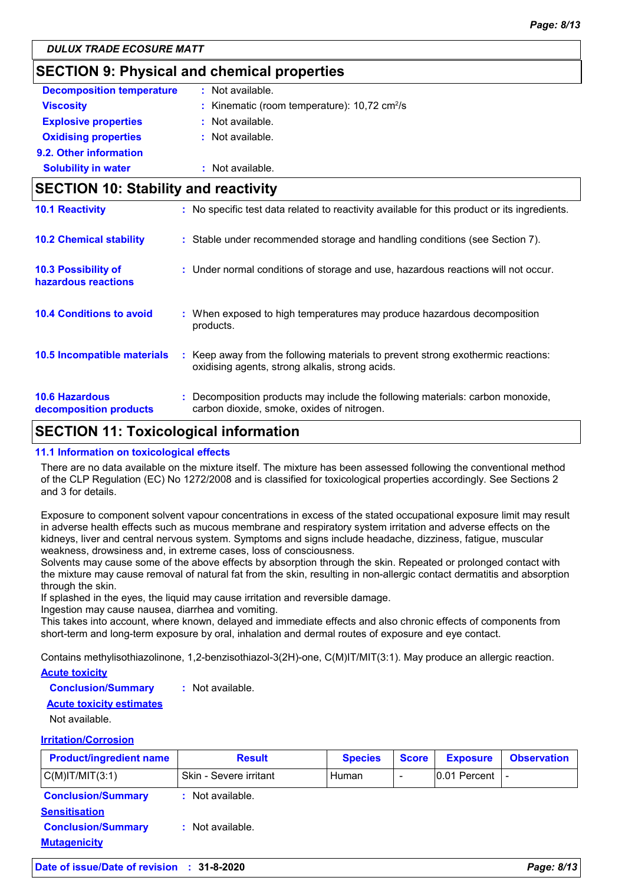DULUX TRADE ECOSURE MATT

## SECTION 9: Physical and chemical properties

**Decomposition temperature** : Not available.

**Viscosity** : Kinematic (room temperature): 10,72 $cm^2/s$

**Explosive properties** : Not available.

**Oxidising properties** : Not available.

**9.2. Other information**

**Solubility in water** : Not available.

## SECTION 10: Stability and reactivity

**10.1 Reactivity** : No specific test data related to reactivity available for this product or its ingredients.

**10.2 Chemical stability** : Stable under recommended storage and handling conditions (see Section 7).

**10.3 Possibility of hazardous reactions** : Under normal conditions of storage and use, hazardous reactions will not occur.

**10.4 Conditions to avoid** : When exposed to high temperatures may produce hazardous decomposition products.

**10.5 Incompatible materials** : Keep away from the following materials to prevent strong exothermic reactions: oxidising agents, strong alkalis, strong acids.

**10.6 Hazardous decomposition products** : Decomposition products may include the following materials: carbon monoxide, carbon dioxide, smoke, oxides of nitrogen.

## SECTION 11: Toxicological information

### 11.1 Information on toxicological effects

There are no data available on the mixture itself. The mixture has been assessed following the conventional method of the CLP Regulation (EC) No 1272/2008 and is classified for toxicological properties accordingly. See Sections 2 and 3 for details.

Exposure to component solvent vapour concentrations in excess of the stated occupational exposure limit may result in adverse health effects such as mucous membrane and respiratory system irritation and adverse effects on the kidneys, liver and central nervous system. Symptoms and signs include headache, dizziness, fatigue, muscular weakness, drowsiness and, in extreme cases, loss of consciousness.
Solvents may cause some of the above effects by absorption through the skin. Repeated or prolonged contact with the mixture may cause removal of natural fat from the skin, resulting in non-allergic contact dermatitis and absorption through the skin.
If splashed in the eyes, the liquid may cause irritation and reversible damage.
Ingestion may cause nausea, diarrhea and vomiting.
This takes into account, where known, delayed and immediate effects and also chronic effects of components from short-term and long-term exposure by oral, inhalation and dermal routes of exposure and eye contact.

Contains methylisothiazolinone, 1,2-benzisothiazol-3(2H)-one, C(M)IT/MIT(3:1). May produce an allergic reaction.

**Acute toxicity**

**Conclusion/Summary** : Not available.

**Acute toxicity estimates**

Not available.

**Irritation/Corrosion**

| Product/ingredient name | Result | Species | Score | Exposure | Observation |
|---|---|---|---|---|---|
| C(M)IT/MIT(3:1) | Skin - Severe irritant | Human | - | 0.01 Percent | - |

**Conclusion/Summary** : Not available.

**Sensitisation**

**Conclusion/Summary** : Not available.

**Mutagenicity**

**Date of issue/Date of revision** : 31-8-2020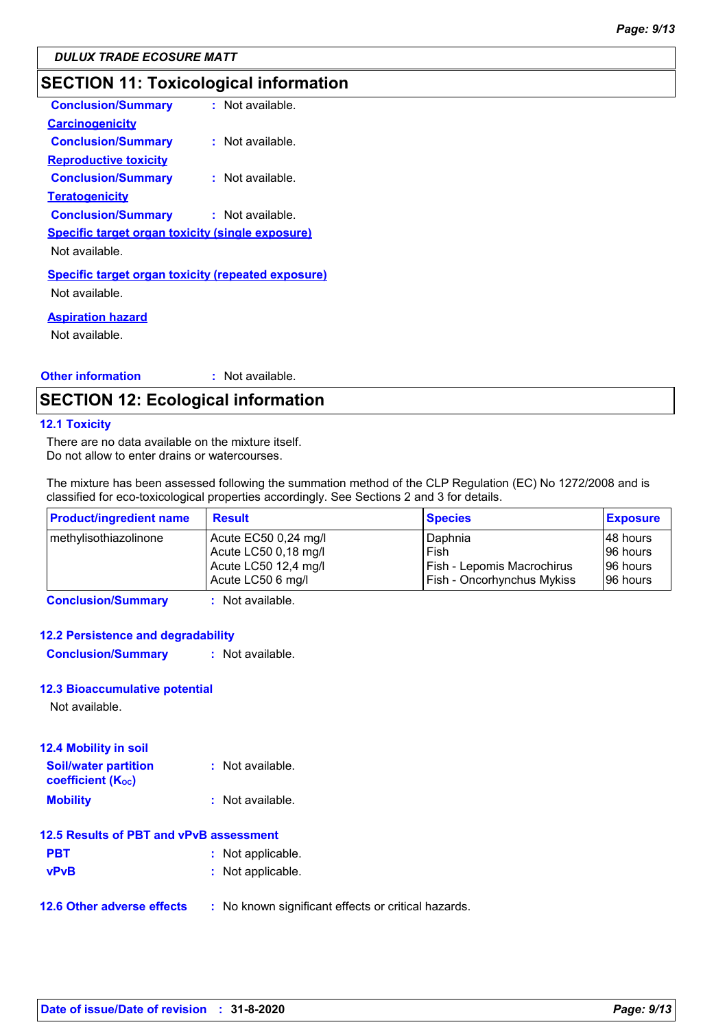DULUX TRADE ECOSURE MATT

## SECTION 11: Toxicological information

**Conclusion/Summary** : Not available.

**Carcinogenicity**

**Conclusion/Summary** : Not available.

**Reproductive toxicity**

**Conclusion/Summary** : Not available.

**Teratogenicity**

**Conclusion/Summary** : Not available.

**Specific target organ toxicity (single exposure)**

Not available.

**Specific target organ toxicity (repeated exposure)**

Not available.

**Aspiration hazard**

Not available.

**Other information** : Not available.

## SECTION 12: Ecological information

### 12.1 Toxicity

There are no data available on the mixture itself.
Do not allow to enter drains or watercourses.

The mixture has been assessed following the summation method of the CLP Regulation (EC) No 1272/2008 and is classified for eco-toxicological properties accordingly. See Sections 2 and 3 for details.

| Product/ingredient name | Result | Species | Exposure |
|---|---|---|---|
| methylisothiazolinone | Acute EC50 0,24 mg/l | Daphnia | 48 hours |
| | Acute LC50 0,18 mg/l | Fish | 96 hours |
| | Acute LC50 12,4 mg/l | Fish - Lepomis Macrochirus | 96 hours |
| | Acute LC50 6 mg/l | Fish - Oncorhynchus Mykiss | 96 hours |

**Conclusion/Summary** : Not available.

### 12.2 Persistence and degradability

**Conclusion/Summary** : Not available.

### 12.3 Bioaccumulative potential

Not available.

### 12.4 Mobility in soil

**Soil/water partition coefficient ($K_{OC}$)** : Not available.

**Mobility** : Not available.

### 12.5 Results of PBT and vPvB assessment

**PBT** : Not applicable.

**vPvB** : Not applicable.

### 12.6 Other adverse effects : No known significant effects or critical hazards.

**Date of issue/Date of revision** : 31-8-2020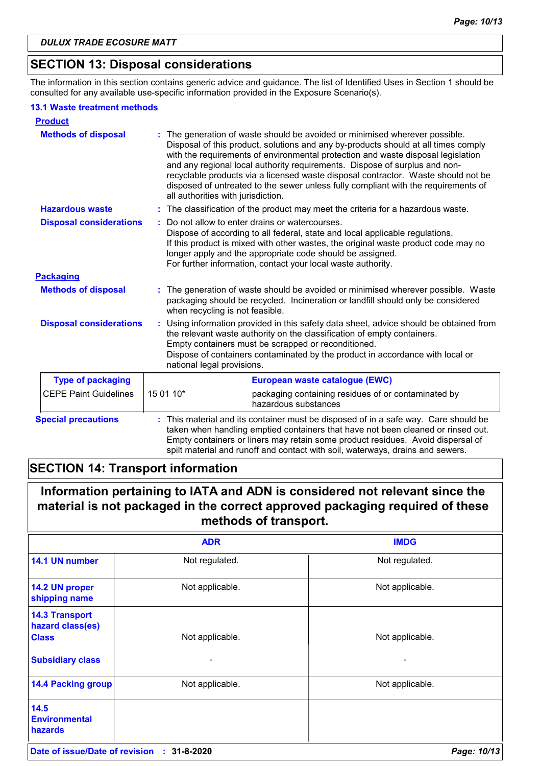## SECTION 13: Disposal considerations

The information in this section contains generic advice and guidance. The list of Identified Uses in Section 1 should be consulted for any available use-specific information provided in the Exposure Scenario(s).

### 13.1 Waste treatment methods

**Product**

**Methods of disposal** : The generation of waste should be avoided or minimised wherever possible. Disposal of this product, solutions and any by-products should at all times comply with the requirements of environmental protection and waste disposal legislation and any regional local authority requirements. Dispose of surplus and non-recyclable products via a licensed waste disposal contractor. Waste should not be disposed of untreated to the sewer unless fully compliant with the requirements of all authorities with jurisdiction.

**Hazardous waste** : The classification of the product may meet the criteria for a hazardous waste.

**Disposal considerations** : Do not allow to enter drains or watercourses.
Dispose of according to all federal, state and local applicable regulations.
If this product is mixed with other wastes, the original waste product code may no longer apply and the appropriate code should be assigned.
For further information, contact your local waste authority.

**Packaging**

**Methods of disposal** : The generation of waste should be avoided or minimised wherever possible. Waste packaging should be recycled. Incineration or landfill should only be considered when recycling is not feasible.

**Disposal considerations** : Using information provided in this safety data sheet, advice should be obtained from the relevant waste authority on the classification of empty containers.
Empty containers must be scrapped or reconditioned.
Dispose of containers contaminated by the product in accordance with local or national legal provisions.

| Type of packaging | European waste catalogue (EWC) | |
|---|---|---|
| CEPE Paint Guidelines | 15 01 10* | packaging containing residues of or contaminated by hazardous substances |

**Special precautions** : This material and its container must be disposed of in a safe way. Care should be taken when handling emptied containers that have not been cleaned or rinsed out. Empty containers or liners may retain some product residues. Avoid dispersal of spilt material and runoff and contact with soil, waterways, drains and sewers.

## SECTION 14: Transport information

**Information pertaining to IATA and ADN is considered not relevant since the material is not packaged in the correct approved packaging required of these methods of transport.**

| | ADR | IMDG |
|---|---|---|
| 14.1 UN number | Not regulated. | Not regulated. |
| 14.2 UN proper shipping name | Not applicable. | Not applicable. |
| 14.3 Transport hazard class(es) Class | Not applicable. | Not applicable. |
| Subsidiary class | - | - |
| 14.4 Packing group | Not applicable. | Not applicable. |
| 14.5 Environmental hazards | | |

**Date of issue/Date of revision** : 31-8-2020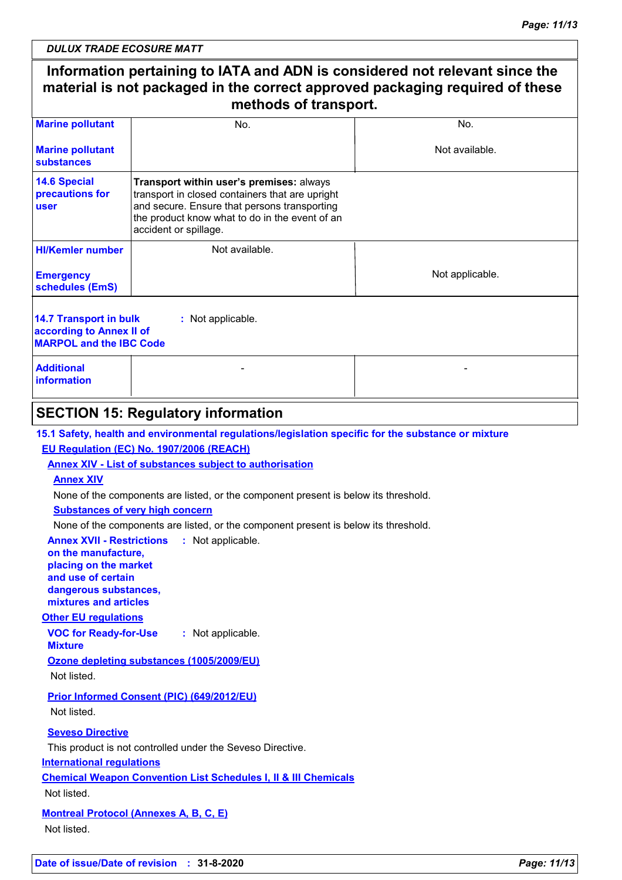**Information pertaining to IATA and ADN is considered not relevant since the material is not packaged in the correct approved packaging required of these methods of transport.**

| | | |
|---|---|---|
| **Marine pollutant** | No. | No. |
| **Marine pollutant substances** | | Not available. |
| **14.6 Special precautions for user** | **Transport within user's premises:** always transport in closed containers that are upright and secure. Ensure that persons transporting the product know what to do in the event of an accident or spillage. | |
| **HI/Kemler number** | Not available. | |
| **Emergency schedules (EmS)** | | Not applicable. |

**14.7 Transport in bulk according to Annex II of MARPOL and the IBC Code** : Not applicable.

| | | |
|---|---|---|
| **Additional information** | - | - |

## SECTION 15: Regulatory information

**15.1 Safety, health and environmental regulations/legislation specific for the substance or mixture**

**EU Regulation (EC) No. 1907/2006 (REACH)**

**Annex XIV - List of substances subject to authorisation**

**Annex XIV**

None of the components are listed, or the component present is below its threshold.

**Substances of very high concern**

None of the components are listed, or the component present is below its threshold.

**Annex XVII - Restrictions on the manufacture, placing on the market and use of certain dangerous substances, mixtures and articles** : Not applicable.

**Other EU regulations**

**VOC for Ready-for-Use Mixture** : Not applicable.

**Ozone depleting substances (1005/2009/EU)**

Not listed.

**Prior Informed Consent (PIC) (649/2012/EU)**

Not listed.

**Seveso Directive**

This product is not controlled under the Seveso Directive.

**International regulations**

**Chemical Weapon Convention List Schedules I, II & III Chemicals**

Not listed.

**Montreal Protocol (Annexes A, B, C, E)**

Not listed.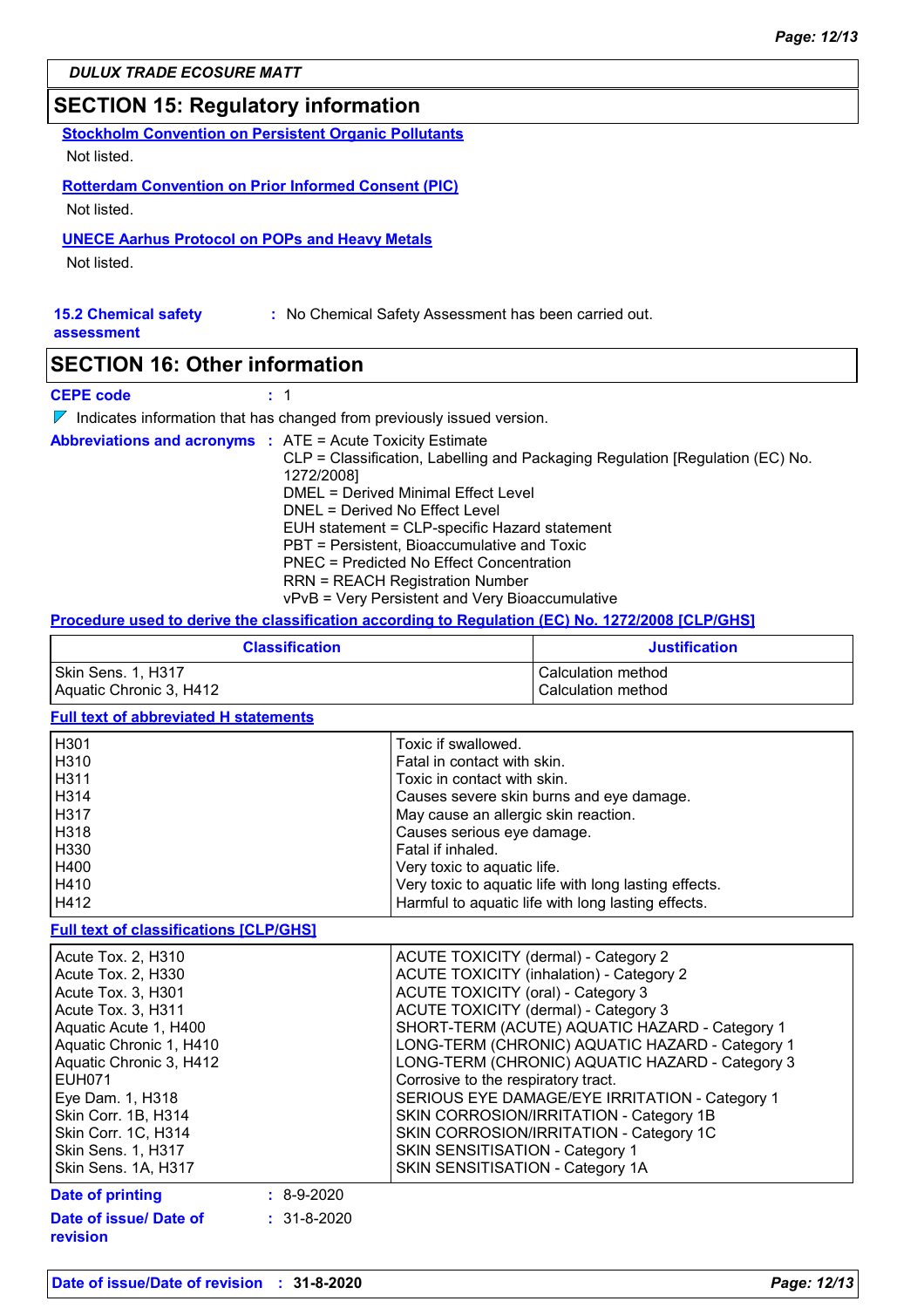DULUX TRADE ECOSURE MATT

## SECTION 15: Regulatory information

**Stockholm Convention on Persistent Organic Pollutants**

Not listed.

**Rotterdam Convention on Prior Informed Consent (PIC)**

Not listed.

**UNECE Aarhus Protocol on POPs and Heavy Metals**

Not listed.

**15.2 Chemical safety assessment** : No Chemical Safety Assessment has been carried out.

## SECTION 16: Other information

**CEPE code** : 1

◤ Indicates information that has changed from previously issued version.

**Abbreviations and acronyms** : ATE = Acute Toxicity Estimate
CLP = Classification, Labelling and Packaging Regulation [Regulation (EC) No. 1272/2008]
DMEL = Derived Minimal Effect Level
DNEL = Derived No Effect Level
EUH statement = CLP-specific Hazard statement
PBT = Persistent, Bioaccumulative and Toxic
PNEC = Predicted No Effect Concentration
RRN = REACH Registration Number
vPvB = Very Persistent and Very Bioaccumulative

**Procedure used to derive the classification according to Regulation (EC) No. 1272/2008 [CLP/GHS]**

| Classification | Justification |
|---|---|
| Skin Sens. 1, H317 | Calculation method |
| Aquatic Chronic 3, H412 | Calculation method |

**Full text of abbreviated H statements**

| | |
|---|---|
| H301 | Toxic if swallowed. |
| H310 | Fatal in contact with skin. |
| H311 | Toxic in contact with skin. |
| H314 | Causes severe skin burns and eye damage. |
| H317 | May cause an allergic skin reaction. |
| H318 | Causes serious eye damage. |
| H330 | Fatal if inhaled. |
| H400 | Very toxic to aquatic life. |
| H410 | Very toxic to aquatic life with long lasting effects. |
| H412 | Harmful to aquatic life with long lasting effects. |

**Full text of classifications [CLP/GHS]**

| | |
|---|---|
| Acute Tox. 2, H310 | ACUTE TOXICITY (dermal) - Category 2 |
| Acute Tox. 2, H330 | ACUTE TOXICITY (inhalation) - Category 2 |
| Acute Tox. 3, H301 | ACUTE TOXICITY (oral) - Category 3 |
| Acute Tox. 3, H311 | ACUTE TOXICITY (dermal) - Category 3 |
| Aquatic Acute 1, H400 | SHORT-TERM (ACUTE) AQUATIC HAZARD - Category 1 |
| Aquatic Chronic 1, H410 | LONG-TERM (CHRONIC) AQUATIC HAZARD - Category 1 |
| Aquatic Chronic 3, H412 | LONG-TERM (CHRONIC) AQUATIC HAZARD - Category 3 |
| EUH071 | Corrosive to the respiratory tract. |
| Eye Dam. 1, H318 | SERIOUS EYE DAMAGE/EYE IRRITATION - Category 1 |
| Skin Corr. 1B, H314 | SKIN CORROSION/IRRITATION - Category 1B |
| Skin Corr. 1C, H314 | SKIN CORROSION/IRRITATION - Category 1C |
| Skin Sens. 1, H317 | SKIN SENSITISATION - Category 1 |
| Skin Sens. 1A, H317 | SKIN SENSITISATION - Category 1A |

**Date of printing** : 8-9-2020

**Date of issue/ Date of revision** : 31-8-2020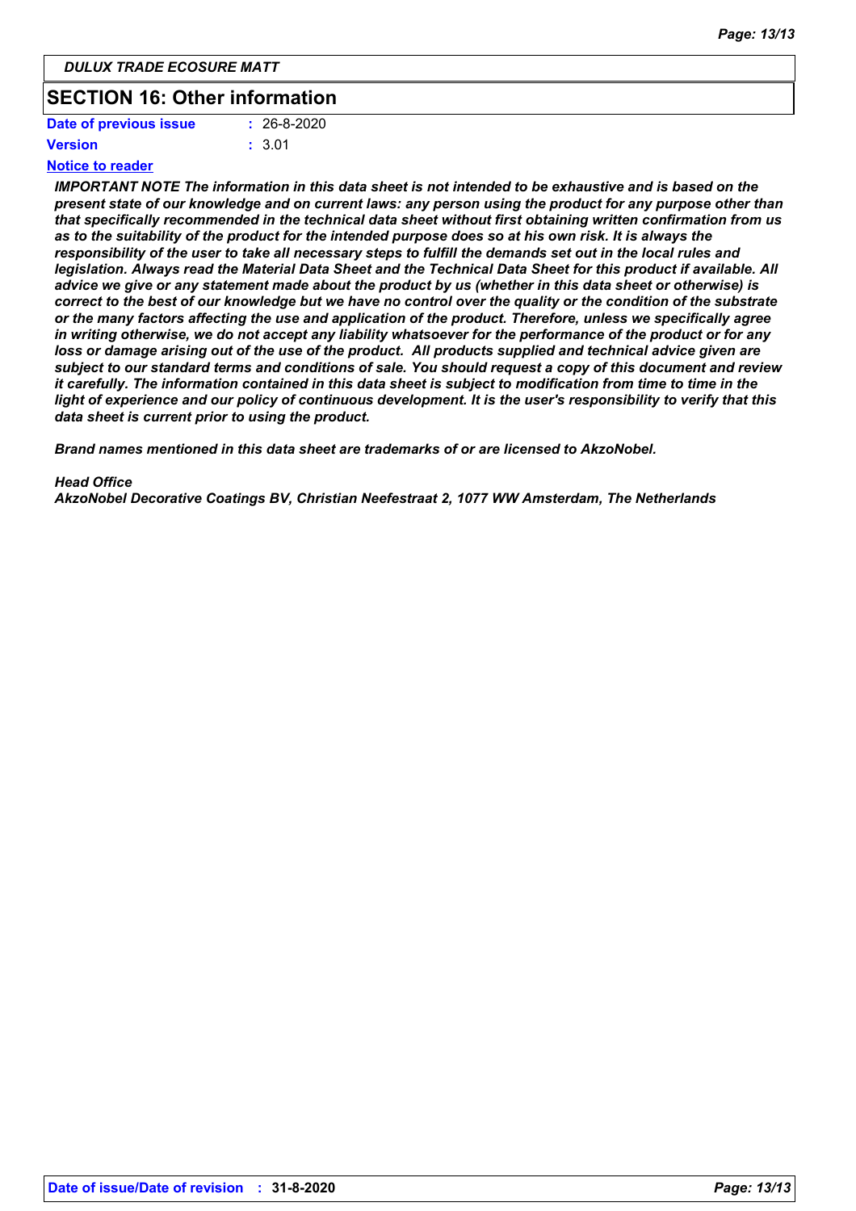## SECTION 16: Other information

**Date of previous issue** : 26-8-2020

**Version** : 3.01

**Notice to reader**

***IMPORTANT NOTE The information in this data sheet is not intended to be exhaustive and is based on the present state of our knowledge and on current laws: any person using the product for any purpose other than that specifically recommended in the technical data sheet without first obtaining written confirmation from us as to the suitability of the product for the intended purpose does so at his own risk. It is always the responsibility of the user to take all necessary steps to fulfill the demands set out in the local rules and legislation. Always read the Material Data Sheet and the Technical Data Sheet for this product if available. All advice we give or any statement made about the product by us (whether in this data sheet or otherwise) is correct to the best of our knowledge but we have no control over the quality or the condition of the substrate or the many factors affecting the use and application of the product. Therefore, unless we specifically agree in writing otherwise, we do not accept any liability whatsoever for the performance of the product or for any loss or damage arising out of the use of the product. All products supplied and technical advice given are subject to our standard terms and conditions of sale. You should request a copy of this document and review it carefully. The information contained in this data sheet is subject to modification from time to time in the light of experience and our policy of continuous development. It is the user's responsibility to verify that this data sheet is current prior to using the product.***

***Brand names mentioned in this data sheet are trademarks of or are licensed to AkzoNobel.***

***Head Office***
***AkzoNobel Decorative Coatings BV, Christian Neefestraat 2, 1077 WW Amsterdam, The Netherlands***

**Date of issue/Date of revision** : **31-8-2020**